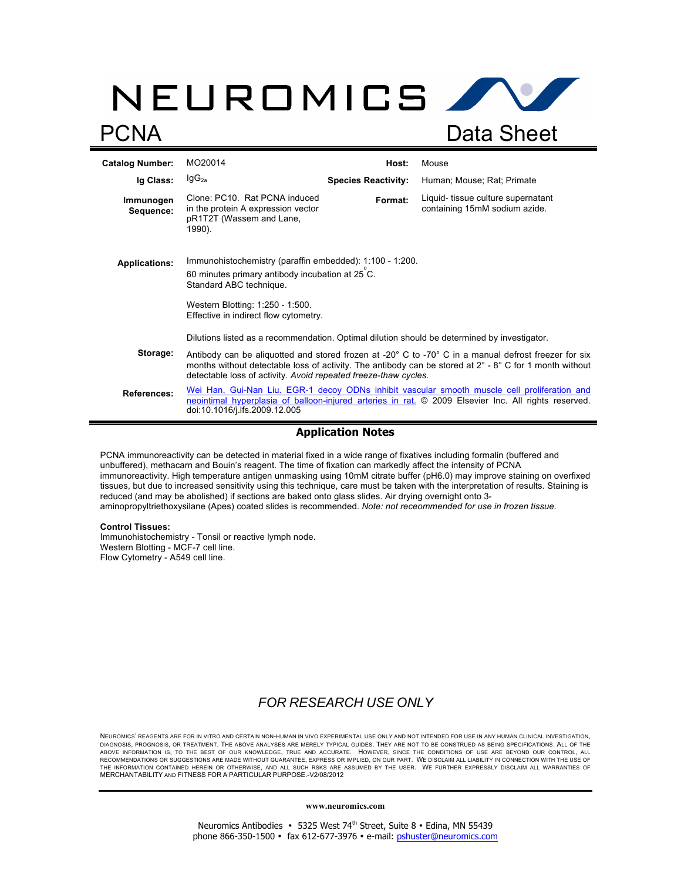# NEUROMICS

# PCNA Data Sheet

| | | | |
|---|---|---|---|
| **Catalog Number:** | MO20014 | **Host:** | Mouse |
| **Ig Class:** | $IgG_{2a}$ | **Species Reactivity:** | Human; Mouse; Rat; Primate |
| **Immunogen Sequence:** | Clone: PC10. Rat PCNA induced in the protein A expression vector pR1T2T (Wassem and Lane, 1990). | **Format:** | Liquid- tissue culture supernatant containing 15mM sodium azide. |

**Applications:**

Immunohistochemistry (paraffin embedded): 1:100 - 1:200.
60 minutes primary antibody incubation at 25 °C.
Standard ABC technique.

Western Blotting: 1:250 - 1:500.
Effective in indirect flow cytometry.

Dilutions listed as a recommendation. Optimal dilution should be determined by investigator.

**Storage:**

Antibody can be aliquotted and stored frozen at -20° C to -70° C in a manual defrost freezer for six months without detectable loss of activity. The antibody can be stored at 2° - 8° C for 1 month without detectable loss of activity. *Avoid repeated freeze-thaw cycles.*

**References:**

Wei Han, Gui-Nan Liu. EGR-1 decoy ODNs inhibit vascular smooth muscle cell proliferation and neointimal hyperplasia of balloon-injured arteries in rat. © 2009 Elsevier Inc. All rights reserved. doi:10.1016/j.lfs.2009.12.005

## Application Notes

PCNA immunoreactivity can be detected in material fixed in a wide range of fixatives including formalin (buffered and unbuffered), methacarn and Bouin's reagent. The time of fixation can markedly affect the intensity of PCNA immunoreactivity. High temperature antigen unmasking using 10mM citrate buffer (pH6.0) may improve staining on overfixed tissues, but due to increased sensitivity using this technique, care must be taken with the interpretation of results. Staining is reduced (and may be abolished) if sections are baked onto glass slides. Air drying overnight onto 3-aminopropyltriethoxysilane (Apes) coated slides is recommended. *Note: not receommended for use in frozen tissue.*

**Control Tissues:**

Immunohistochemistry - Tonsil or reactive lymph node.
Western Blotting - MCF-7 cell line.
Flow Cytometry - A549 cell line.

*FOR RESEARCH USE ONLY*

NEUROMICS' REAGENTS ARE FOR IN VITRO AND CERTAIN NON-HUMAN IN VIVO EXPERIMENTAL USE ONLY AND NOT INTENDED FOR USE IN ANY HUMAN CLINICAL INVESTIGATION, DIAGNOSIS, PROGNOSIS, OR TREATMENT. THE ABOVE ANALYSES ARE MERELY TYPICAL GUIDES. THEY ARE NOT TO BE CONSTRUED AS BEING SPECIFICATIONS. ALL OF THE ABOVE INFORMATION IS, TO THE BEST OF OUR KNOWLEDGE, TRUE AND ACCURATE. HOWEVER, SINCE THE CONDITIONS OF USE ARE BEYOND OUR CONTROL, ALL RECOMMENDATIONS OR SUGGESTIONS ARE MADE WITHOUT GUARANTEE, EXPRESS OR IMPLIED, ON OUR PART. WE DISCLAIM ALL LIABILITY IN CONNECTION WITH THE USE OF THE INFORMATION CONTAINED HEREIN OR OTHERWISE, AND ALL SUCH RSKS ARE ASSUMED BY THE USER. WE FURTHER EXPRESSLY DISCLAIM ALL WARRANTIES OF MERCHANTABILITY AND FITNESS FOR A PARTICULAR PURPOSE.-V2/08/2012

**www.neuromics.com**

Neuromics Antibodies • 5325 West 74th Street, Suite 8 • Edina, MN 55439
phone 866-350-1500 • fax 612-677-3976 • e-mail: pshuster@neuromics.com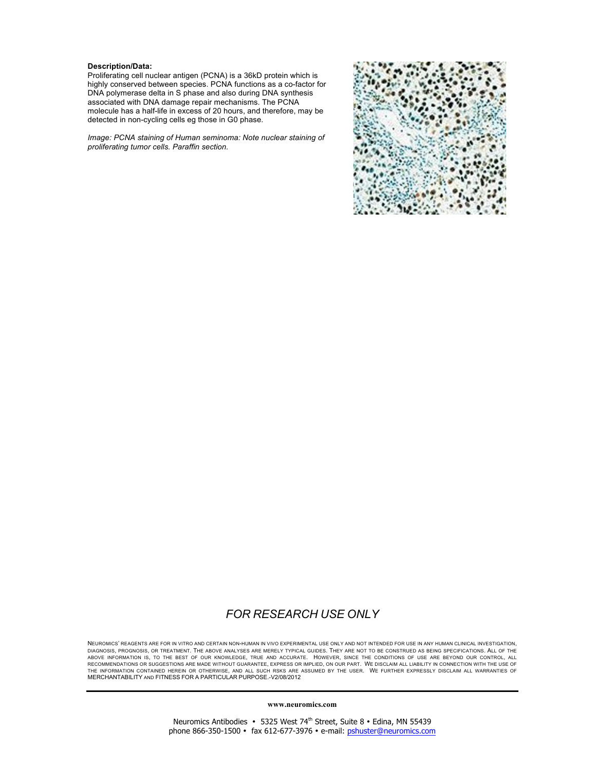**Description/Data:**

Proliferating cell nuclear antigen (PCNA) is a 36kD protein which is highly conserved between species. PCNA functions as a co-factor for DNA polymerase delta in S phase and also during DNA synthesis associated with DNA damage repair mechanisms. The PCNA molecule has a half-life in excess of 20 hours, and therefore, may be detected in non-cycling cells eg those in G0 phase.

*Image: PCNA staining of Human seminoma: Note nuclear staining of proliferating tumor cells. Paraffin section.*

*FOR RESEARCH USE ONLY*

NEUROMICS' REAGENTS ARE FOR IN VITRO AND CERTAIN NON-HUMAN IN VIVO EXPERIMENTAL USE ONLY AND NOT INTENDED FOR USE IN ANY HUMAN CLINICAL INVESTIGATION, DIAGNOSIS, PROGNOSIS, OR TREATMENT. THE ABOVE ANALYSES ARE MERELY TYPICAL GUIDES. THEY ARE NOT TO BE CONSTRUED AS BEING SPECIFICATIONS. ALL OF THE ABOVE INFORMATION IS, TO THE BEST OF OUR KNOWLEDGE, TRUE AND ACCURATE. HOWEVER, SINCE THE CONDITIONS OF USE ARE BEYOND OUR CONTROL, ALL RECOMMENDATIONS OR SUGGESTIONS ARE MADE WITHOUT GUARANTEE, EXPRESS OR IMPLIED, ON OUR PART. WE DISCLAIM ALL LIABILITY IN CONNECTION WITH THE USE OF THE INFORMATION CONTAINED HEREIN OR OTHERWISE, AND ALL SUCH RSKS ARE ASSUMED BY THE USER. WE FURTHER EXPRESSLY DISCLAIM ALL WARRANTIES OF MERCHANTABILITY AND FITNESS FOR A PARTICULAR PURPOSE.-V2/08/2012

**www.neuromics.com**

Neuromics Antibodies • 5325 West 74th Street, Suite 8 • Edina, MN 55439
phone 866-350-1500 • fax 612-677-3976 • e-mail: pshuster@neuromics.com